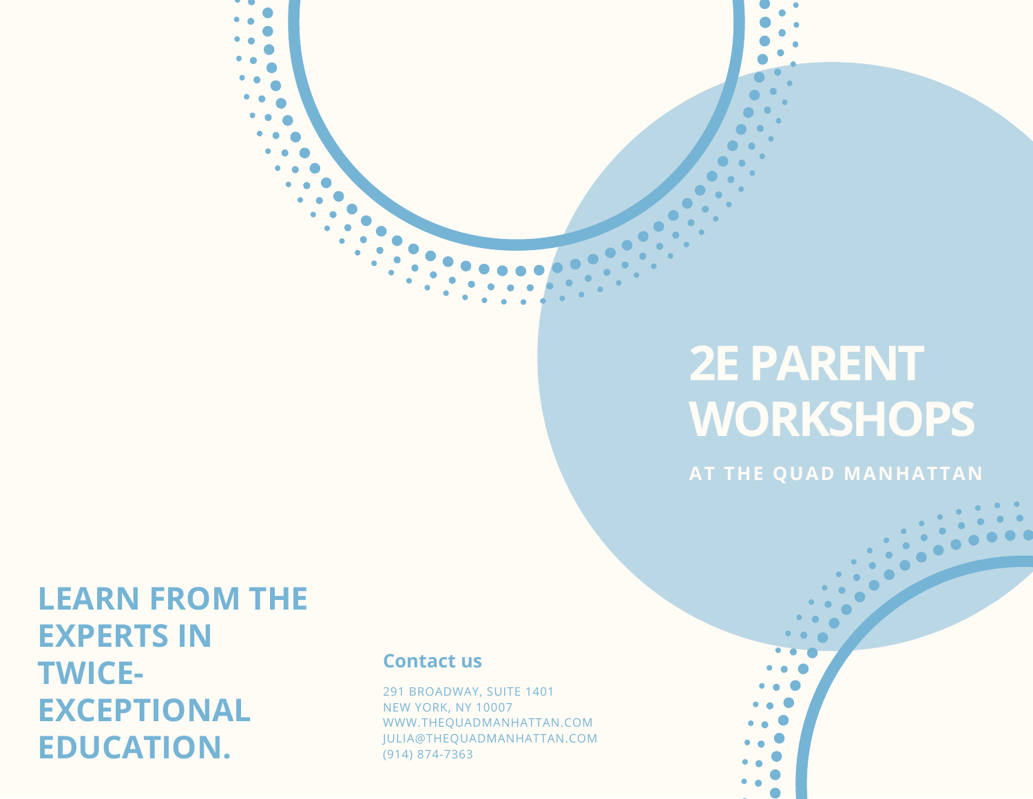# 2E PARENT WORKSHOPS

AT THE QUAD MANHATTAN

## LEARN FROM THE EXPERTS IN TWICE-EXCEPTIONAL EDUCATION.

**Contact us**

291 BROADWAY, SUITE 1401
NEW YORK, NY 10007
WWW.THEQUADMANHATTAN.COM
JULIA@THEQUADMANHATTAN.COM
(914) 874-7363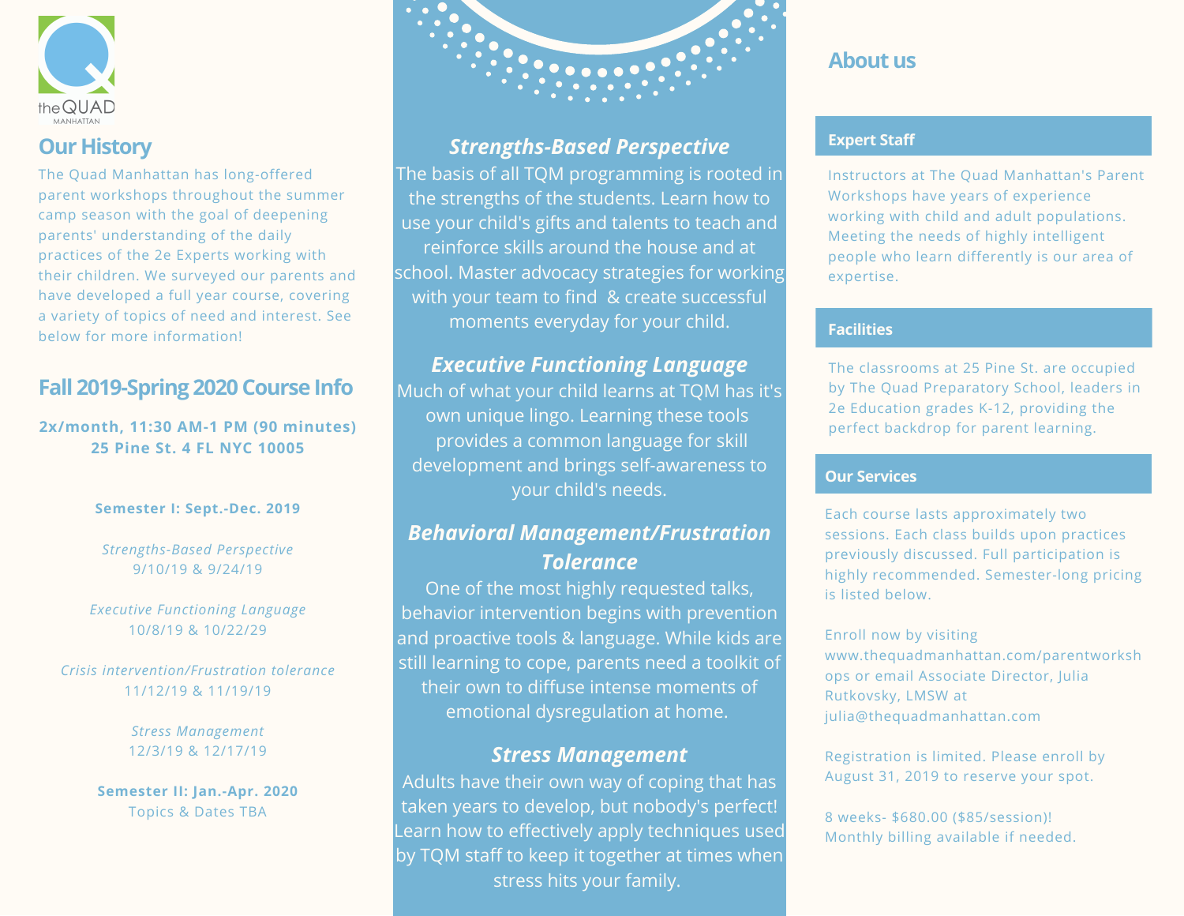theQUAD
MANHATTAN

## Our History

The Quad Manhattan has long-offered parent workshops throughout the summer camp season with the goal of deepening parents' understanding of the daily practices of the 2e Experts working with their children. We surveyed our parents and have developed a full year course, covering a variety of topics of need and interest. See below for more information!

## Fall 2019-Spring 2020 Course Info

**2x/month, 11:30 AM-1 PM (90 minutes)**
**25 Pine St. 4 FL NYC 10005**

**Semester I: Sept.-Dec. 2019**

*Strengths-Based Perspective*
9/10/19 & 9/24/19

*Executive Functioning Language*
10/8/19 & 10/22/29

*Crisis intervention/Frustration tolerance*
11/12/19 & 11/19/19

*Stress Management*
12/3/19 & 12/17/19

**Semester II: Jan.-Apr. 2020**
Topics & Dates TBA

### *Strengths-Based Perspective*

The basis of all TQM programming is rooted in the strengths of the students. Learn how to use your child's gifts and talents to teach and reinforce skills around the house and at school. Master advocacy strategies for working with your team to find & create successful moments everyday for your child.

### *Executive Functioning Language*

Much of what your child learns at TQM has it's own unique lingo. Learning these tools provides a common language for skill development and brings self-awareness to your child's needs.

### *Behavioral Management/Frustration Tolerance*

One of the most highly requested talks, behavior intervention begins with prevention and proactive tools & language. While kids are still learning to cope, parents need a toolkit of their own to diffuse intense moments of emotional dysregulation at home.

### *Stress Management*

Adults have their own way of coping that has taken years to develop, but nobody's perfect! Learn how to effectively apply techniques used by TQM staff to keep it together at times when stress hits your family.

## About us

### Expert Staff

Instructors at The Quad Manhattan's Parent Workshops have years of experience working with child and adult populations. Meeting the needs of highly intelligent people who learn differently is our area of expertise.

### Facilities

The classrooms at 25 Pine St. are occupied by The Quad Preparatory School, leaders in 2e Education grades K-12, providing the perfect backdrop for parent learning.

### Our Services

Each course lasts approximately two sessions. Each class builds upon practices previously discussed. Full participation is highly recommended. Semester-long pricing is listed below.

Enroll now by visiting www.thequadmanhattan.com/parentworkshops or email Associate Director, Julia Rutkovsky, LMSW at julia@thequadmanhattan.com

Registration is limited. Please enroll by August 31, 2019 to reserve your spot.

8 weeks- $680.00 ($85/session)!
Monthly billing available if needed.